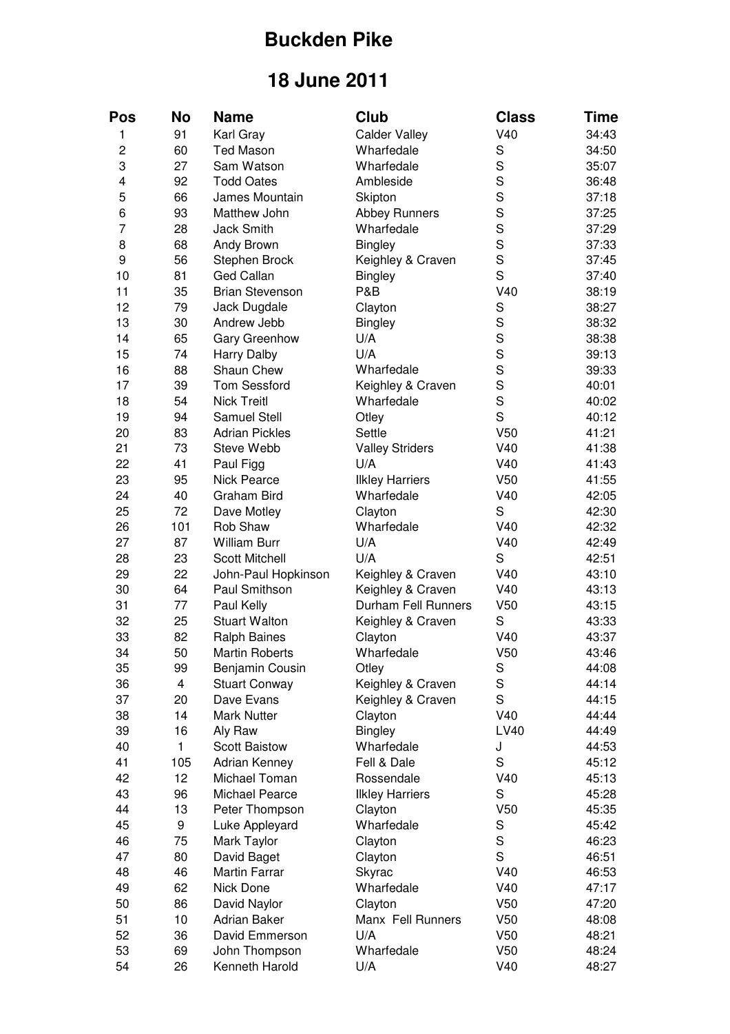# Buckden Pike

## 18 June 2011

| Pos | No | Name | Club | Class | Time |
|---|---|---|---|---|---|
| 1 | 91 | Karl Gray | Calder Valley | V40 | 34:43 |
| 2 | 60 | Ted Mason | Wharfedale | S | 34:50 |
| 3 | 27 | Sam Watson | Wharfedale | S | 35:07 |
| 4 | 92 | Todd Oates | Ambleside | S | 36:48 |
| 5 | 66 | James Mountain | Skipton | S | 37:18 |
| 6 | 93 | Matthew John | Abbey Runners | S | 37:25 |
| 7 | 28 | Jack Smith | Wharfedale | S | 37:29 |
| 8 | 68 | Andy Brown | Bingley | S | 37:33 |
| 9 | 56 | Stephen Brock | Keighley & Craven | S | 37:45 |
| 10 | 81 | Ged Callan | Bingley | S | 37:40 |
| 11 | 35 | Brian Stevenson | P&B | V40 | 38:19 |
| 12 | 79 | Jack Dugdale | Clayton | S | 38:27 |
| 13 | 30 | Andrew Jebb | Bingley | S | 38:32 |
| 14 | 65 | Gary Greenhow | U/A | S | 38:38 |
| 15 | 74 | Harry Dalby | U/A | S | 39:13 |
| 16 | 88 | Shaun Chew | Wharfedale | S | 39:33 |
| 17 | 39 | Tom Sessford | Keighley & Craven | S | 40:01 |
| 18 | 54 | Nick Treitl | Wharfedale | S | 40:02 |
| 19 | 94 | Samuel Stell | Otley | S | 40:12 |
| 20 | 83 | Adrian Pickles | Settle | V50 | 41:21 |
| 21 | 73 | Steve Webb | Valley Striders | V40 | 41:38 |
| 22 | 41 | Paul Figg | U/A | V40 | 41:43 |
| 23 | 95 | Nick Pearce | Ilkley Harriers | V50 | 41:55 |
| 24 | 40 | Graham Bird | Wharfedale | V40 | 42:05 |
| 25 | 72 | Dave Motley | Clayton | S | 42:30 |
| 26 | 101 | Rob Shaw | Wharfedale | V40 | 42:32 |
| 27 | 87 | William Burr | U/A | V40 | 42:49 |
| 28 | 23 | Scott Mitchell | U/A | S | 42:51 |
| 29 | 22 | John-Paul Hopkinson | Keighley & Craven | V40 | 43:10 |
| 30 | 64 | Paul Smithson | Keighley & Craven | V40 | 43:13 |
| 31 | 77 | Paul Kelly | Durham Fell Runners | V50 | 43:15 |
| 32 | 25 | Stuart Walton | Keighley & Craven | S | 43:33 |
| 33 | 82 | Ralph Baines | Clayton | V40 | 43:37 |
| 34 | 50 | Martin Roberts | Wharfedale | V50 | 43:46 |
| 35 | 99 | Benjamin Cousin | Otley | S | 44:08 |
| 36 | 4 | Stuart Conway | Keighley & Craven | S | 44:14 |
| 37 | 20 | Dave Evans | Keighley & Craven | S | 44:15 |
| 38 | 14 | Mark Nutter | Clayton | V40 | 44:44 |
| 39 | 16 | Aly Raw | Bingley | LV40 | 44:49 |
| 40 | 1 | Scott Baistow | Wharfedale | J | 44:53 |
| 41 | 105 | Adrian Kenney | Fell & Dale | S | 45:12 |
| 42 | 12 | Michael Toman | Rossendale | V40 | 45:13 |
| 43 | 96 | Michael Pearce | Ilkley Harriers | S | 45:28 |
| 44 | 13 | Peter Thompson | Clayton | V50 | 45:35 |
| 45 | 9 | Luke Appleyard | Wharfedale | S | 45:42 |
| 46 | 75 | Mark Taylor | Clayton | S | 46:23 |
| 47 | 80 | David Baget | Clayton | S | 46:51 |
| 48 | 46 | Martin Farrar | Skyrac | V40 | 46:53 |
| 49 | 62 | Nick Done | Wharfedale | V40 | 47:17 |
| 50 | 86 | David Naylor | Clayton | V50 | 47:20 |
| 51 | 10 | Adrian Baker | Manx Fell Runners | V50 | 48:08 |
| 52 | 36 | David Emmerson | U/A | V50 | 48:21 |
| 53 | 69 | John Thompson | Wharfedale | V50 | 48:24 |
| 54 | 26 | Kenneth Harold | U/A | V40 | 48:27 |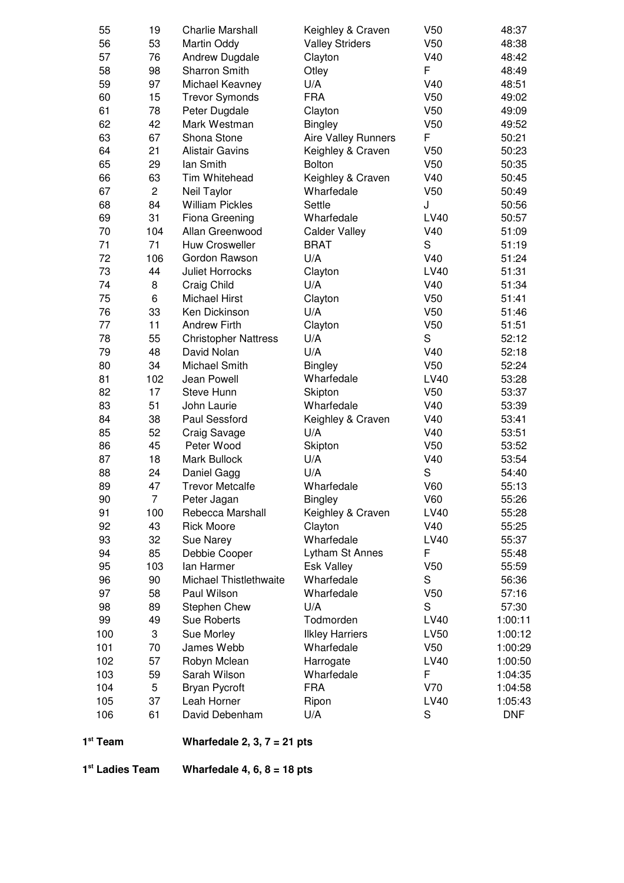| | | | | | |
|---|---|---|---|---|---|
| 55 | 19 | Charlie Marshall | Keighley & Craven | V50 | 48:37 |
| 56 | 53 | Martin Oddy | Valley Striders | V50 | 48:38 |
| 57 | 76 | Andrew Dugdale | Clayton | V40 | 48:42 |
| 58 | 98 | Sharron Smith | Otley | F | 48:49 |
| 59 | 97 | Michael Keavney | U/A | V40 | 48:51 |
| 60 | 15 | Trevor Symonds | FRA | V50 | 49:02 |
| 61 | 78 | Peter Dugdale | Clayton | V50 | 49:09 |
| 62 | 42 | Mark Westman | Bingley | V50 | 49:52 |
| 63 | 67 | Shona Stone | Aire Valley Runners | F | 50:21 |
| 64 | 21 | Alistair Gavins | Keighley & Craven | V50 | 50:23 |
| 65 | 29 | Ian Smith | Bolton | V50 | 50:35 |
| 66 | 63 | Tim Whitehead | Keighley & Craven | V40 | 50:45 |
| 67 | 2 | Neil Taylor | Wharfedale | V50 | 50:49 |
| 68 | 84 | William Pickles | Settle | J | 50:56 |
| 69 | 31 | Fiona Greening | Wharfedale | LV40 | 50:57 |
| 70 | 104 | Allan Greenwood | Calder Valley | V40 | 51:09 |
| 71 | 71 | Huw Crosweller | BRAT | S | 51:19 |
| 72 | 106 | Gordon Rawson | U/A | V40 | 51:24 |
| 73 | 44 | Juliet Horrocks | Clayton | LV40 | 51:31 |
| 74 | 8 | Craig Child | U/A | V40 | 51:34 |
| 75 | 6 | Michael Hirst | Clayton | V50 | 51:41 |
| 76 | 33 | Ken Dickinson | U/A | V50 | 51:46 |
| 77 | 11 | Andrew Firth | Clayton | V50 | 51:51 |
| 78 | 55 | Christopher Nattress | U/A | S | 52:12 |
| 79 | 48 | David Nolan | U/A | V40 | 52:18 |
| 80 | 34 | Michael Smith | Bingley | V50 | 52:24 |
| 81 | 102 | Jean Powell | Wharfedale | LV40 | 53:28 |
| 82 | 17 | Steve Hunn | Skipton | V50 | 53:37 |
| 83 | 51 | John Laurie | Wharfedale | V40 | 53:39 |
| 84 | 38 | Paul Sessford | Keighley & Craven | V40 | 53:41 |
| 85 | 52 | Craig Savage | U/A | V40 | 53:51 |
| 86 | 45 | Peter Wood | Skipton | V50 | 53:52 |
| 87 | 18 | Mark Bullock | U/A | V40 | 53:54 |
| 88 | 24 | Daniel Gagg | U/A | S | 54:40 |
| 89 | 47 | Trevor Metcalfe | Wharfedale | V60 | 55:13 |
| 90 | 7 | Peter Jagan | Bingley | V60 | 55:26 |
| 91 | 100 | Rebecca Marshall | Keighley & Craven | LV40 | 55:28 |
| 92 | 43 | Rick Moore | Clayton | V40 | 55:25 |
| 93 | 32 | Sue Narey | Wharfedale | LV40 | 55:37 |
| 94 | 85 | Debbie Cooper | Lytham St Annes | F | 55:48 |
| 95 | 103 | Ian Harmer | Esk Valley | V50 | 55:59 |
| 96 | 90 | Michael Thistlethwaite | Wharfedale | S | 56:36 |
| 97 | 58 | Paul Wilson | Wharfedale | V50 | 57:16 |
| 98 | 89 | Stephen Chew | U/A | S | 57:30 |
| 99 | 49 | Sue Roberts | Todmorden | LV40 | 1:00:11 |
| 100 | 3 | Sue Morley | Ilkley Harriers | LV50 | 1:00:12 |
| 101 | 70 | James Webb | Wharfedale | V50 | 1:00:29 |
| 102 | 57 | Robyn Mclean | Harrogate | LV40 | 1:00:50 |
| 103 | 59 | Sarah Wilson | Wharfedale | F | 1:04:35 |
| 104 | 5 | Bryan Pycroft | FRA | V70 | 1:04:58 |
| 105 | 37 | Leah Horner | Ripon | LV40 | 1:05:43 |
| 106 | 61 | David Debenham | U/A | S | DNF |

**1st Team** **Wharfedale 2, 3, 7 = 21 pts**

**1st Ladies Team** **Wharfedale 4, 6, 8 = 18 pts**